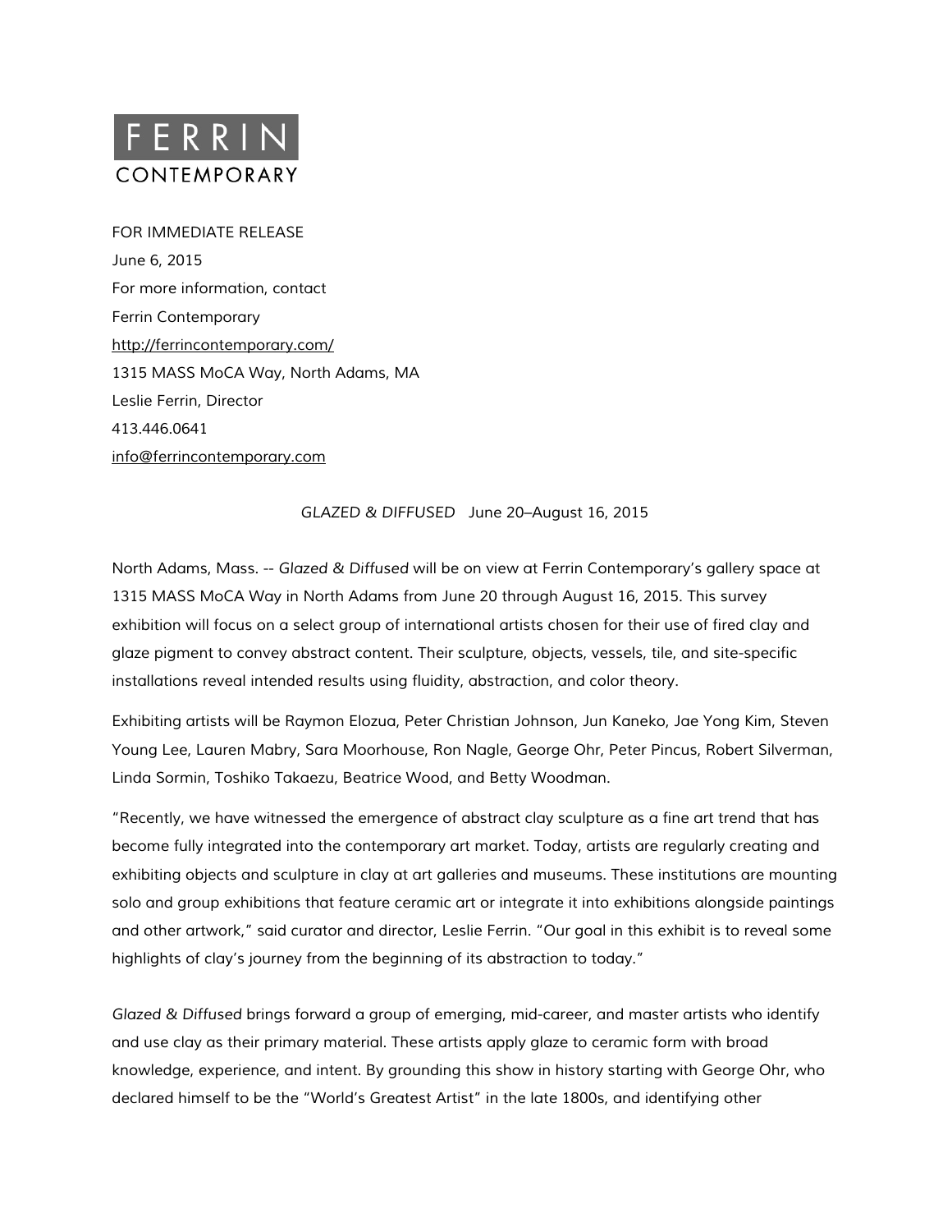# FERRIN
CONTEMPORARY

FOR IMMEDIATE RELEASE
June 6, 2015
For more information, contact
Ferrin Contemporary
http://ferrincontemporary.com/
1315 MASS MoCA Way, North Adams, MA
Leslie Ferrin, Director
413.446.0641
info@ferrincontemporary.com

*GLAZED & DIFFUSED* June 20–August 16, 2015

North Adams, Mass. -- *Glazed & Diffused* will be on view at Ferrin Contemporary's gallery space at 1315 MASS MoCA Way in North Adams from June 20 through August 16, 2015. This survey exhibition will focus on a select group of international artists chosen for their use of fired clay and glaze pigment to convey abstract content. Their sculpture, objects, vessels, tile, and site-specific installations reveal intended results using fluidity, abstraction, and color theory.

Exhibiting artists will be Raymon Elozua, Peter Christian Johnson, Jun Kaneko, Jae Yong Kim, Steven Young Lee, Lauren Mabry, Sara Moorhouse, Ron Nagle, George Ohr, Peter Pincus, Robert Silverman, Linda Sormin, Toshiko Takaezu, Beatrice Wood, and Betty Woodman.

"Recently, we have witnessed the emergence of abstract clay sculpture as a fine art trend that has become fully integrated into the contemporary art market. Today, artists are regularly creating and exhibiting objects and sculpture in clay at art galleries and museums. These institutions are mounting solo and group exhibitions that feature ceramic art or integrate it into exhibitions alongside paintings and other artwork," said curator and director, Leslie Ferrin. "Our goal in this exhibit is to reveal some highlights of clay's journey from the beginning of its abstraction to today."

*Glazed & Diffused* brings forward a group of emerging, mid-career, and master artists who identify and use clay as their primary material. These artists apply glaze to ceramic form with broad knowledge, experience, and intent. By grounding this show in history starting with George Ohr, who declared himself to be the "World's Greatest Artist" in the late 1800s, and identifying other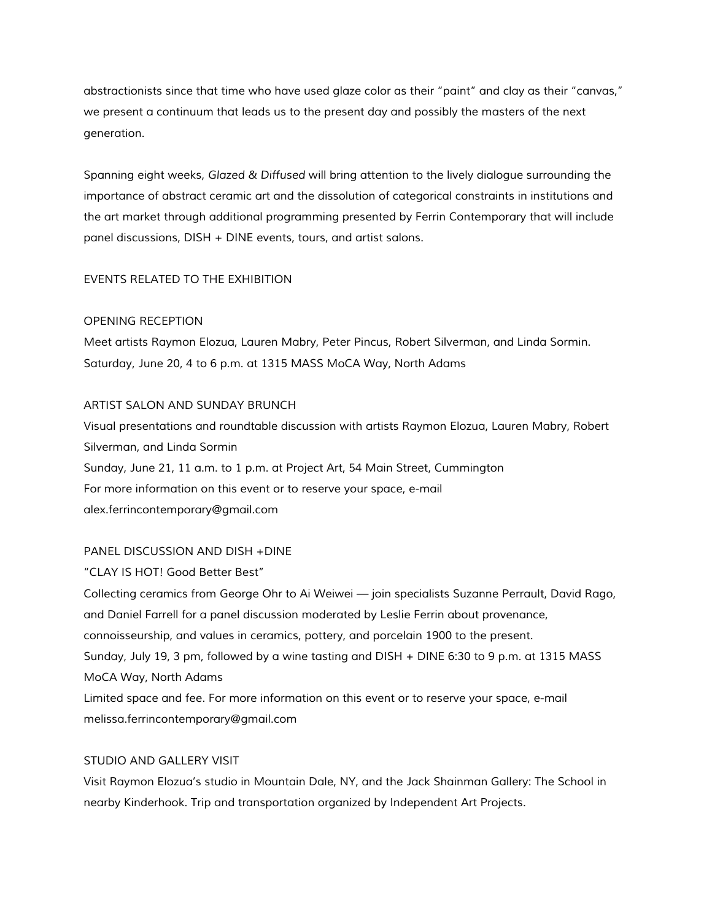abstractionists since that time who have used glaze color as their "paint" and clay as their "canvas," we present a continuum that leads us to the present day and possibly the masters of the next generation.

Spanning eight weeks, *Glazed & Diffused* will bring attention to the lively dialogue surrounding the importance of abstract ceramic art and the dissolution of categorical constraints in institutions and the art market through additional programming presented by Ferrin Contemporary that will include panel discussions, DISH + DINE events, tours, and artist salons.

## EVENTS RELATED TO THE EXHIBITION

### OPENING RECEPTION

Meet artists Raymon Elozua, Lauren Mabry, Peter Pincus, Robert Silverman, and Linda Sormin.
Saturday, June 20, 4 to 6 p.m. at 1315 MASS MoCA Way, North Adams

### ARTIST SALON AND SUNDAY BRUNCH

Visual presentations and roundtable discussion with artists Raymon Elozua, Lauren Mabry, Robert Silverman, and Linda Sormin
Sunday, June 21, 11 a.m. to 1 p.m. at Project Art, 54 Main Street, Cummington
For more information on this event or to reserve your space, e-mail alex.ferrincontemporary@gmail.com

### PANEL DISCUSSION AND DISH +DINE

"CLAY IS HOT! Good Better Best"
Collecting ceramics from George Ohr to Ai Weiwei — join specialists Suzanne Perrault, David Rago, and Daniel Farrell for a panel discussion moderated by Leslie Ferrin about provenance, connoisseurship, and values in ceramics, pottery, and porcelain 1900 to the present.
Sunday, July 19, 3 pm, followed by a wine tasting and DISH + DINE 6:30 to 9 p.m. at 1315 MASS MoCA Way, North Adams
Limited space and fee. For more information on this event or to reserve your space, e-mail melissa.ferrincontemporary@gmail.com

### STUDIO AND GALLERY VISIT

Visit Raymon Elozua's studio in Mountain Dale, NY, and the Jack Shainman Gallery: The School in nearby Kinderhook. Trip and transportation organized by Independent Art Projects.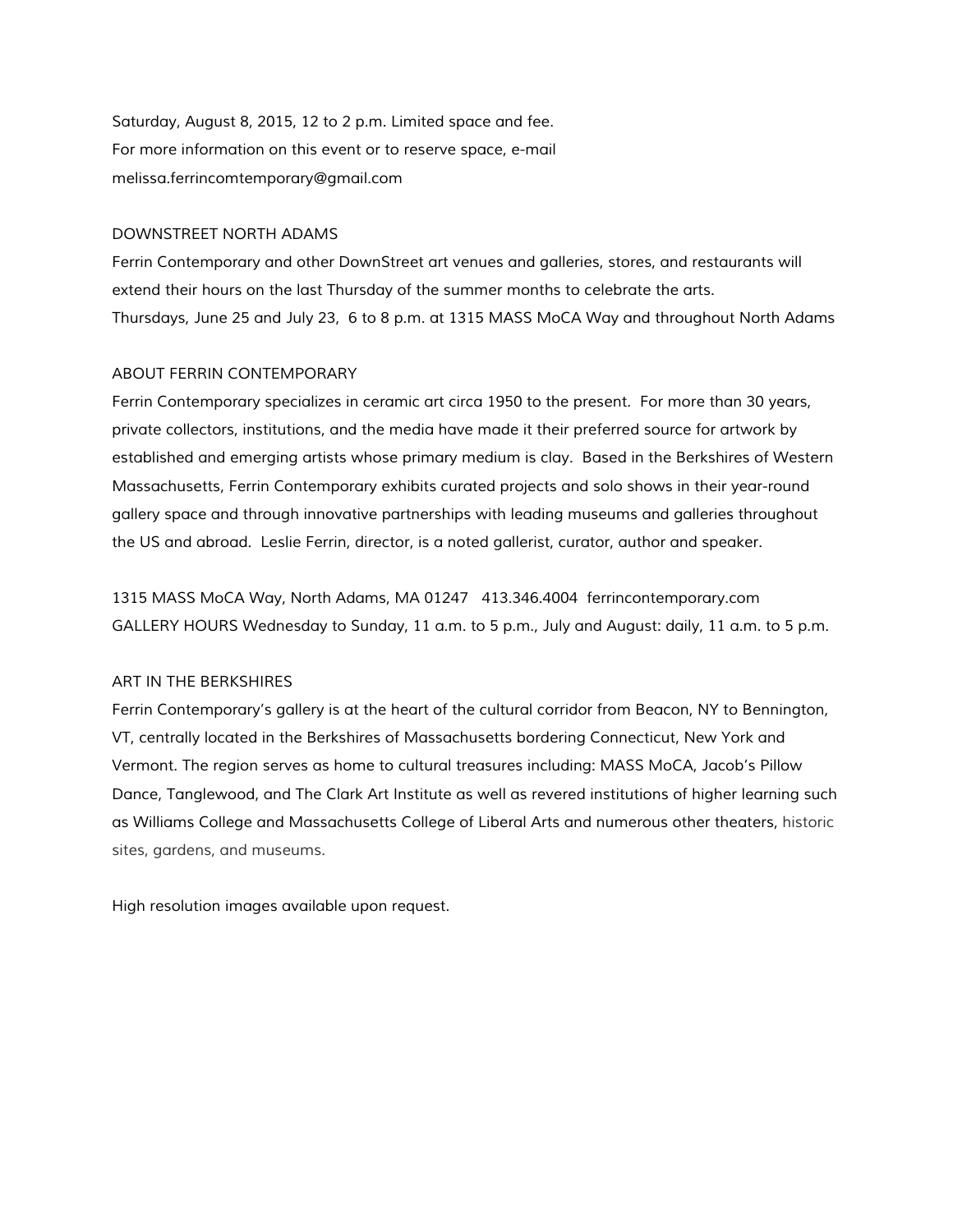Saturday, August 8, 2015, 12 to 2 p.m. Limited space and fee.
For more information on this event or to reserve space, e-mail
melissa.ferrincomtemporary@gmail.com

DOWNSTREET NORTH ADAMS

Ferrin Contemporary and other DownStreet art venues and galleries, stores, and restaurants will extend their hours on the last Thursday of the summer months to celebrate the arts.
Thursdays, June 25 and July 23, 6 to 8 p.m. at 1315 MASS MoCA Way and throughout North Adams

ABOUT FERRIN CONTEMPORARY

Ferrin Contemporary specializes in ceramic art circa 1950 to the present. For more than 30 years, private collectors, institutions, and the media have made it their preferred source for artwork by established and emerging artists whose primary medium is clay. Based in the Berkshires of Western Massachusetts, Ferrin Contemporary exhibits curated projects and solo shows in their year-round gallery space and through innovative partnerships with leading museums and galleries throughout the US and abroad. Leslie Ferrin, director, is a noted gallerist, curator, author and speaker.

1315 MASS MoCA Way, North Adams, MA 01247 413.346.4004 ferrincontemporary.com
GALLERY HOURS Wednesday to Sunday, 11 a.m. to 5 p.m., July and August: daily, 11 a.m. to 5 p.m.

ART IN THE BERKSHIRES

Ferrin Contemporary's gallery is at the heart of the cultural corridor from Beacon, NY to Bennington, VT, centrally located in the Berkshires of Massachusetts bordering Connecticut, New York and Vermont. The region serves as home to cultural treasures including: MASS MoCA, Jacob's Pillow Dance, Tanglewood, and The Clark Art Institute as well as revered institutions of higher learning such as Williams College and Massachusetts College of Liberal Arts and numerous other theaters, historic sites, gardens, and museums.

High resolution images available upon request.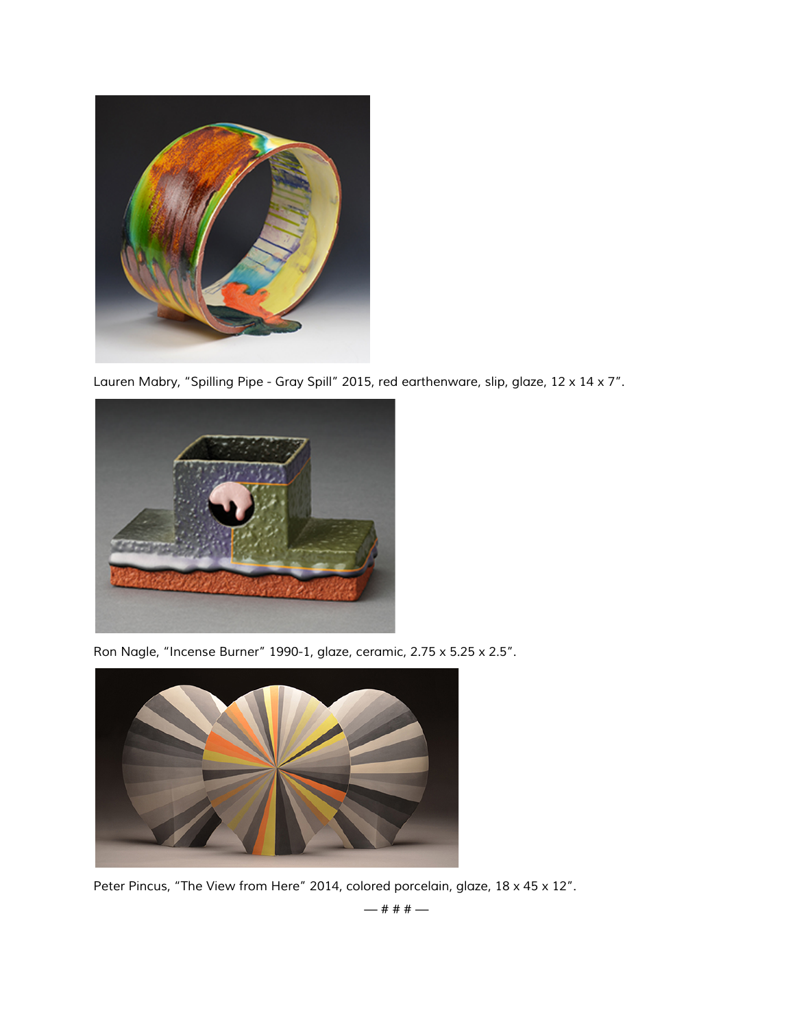Lauren Mabry, “Spilling Pipe - Gray Spill” 2015, red earthenware, slip, glaze, 12 x 14 x 7”.

Ron Nagle, “Incense Burner” 1990-1, glaze, ceramic, 2.75 x 5.25 x 2.5”.

Peter Pincus, “The View from Here” 2014, colored porcelain, glaze, 18 x 45 x 12”.

— # # # —